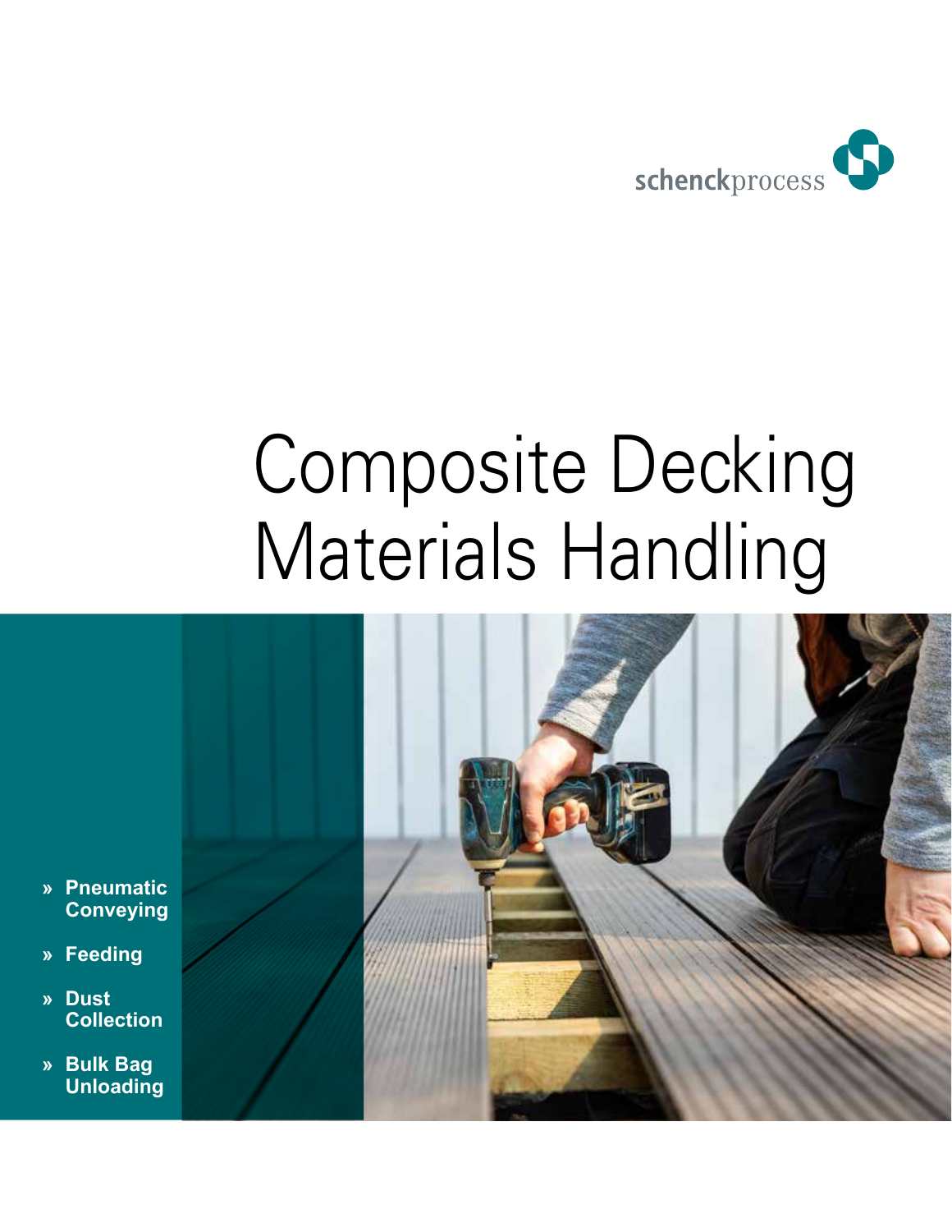schenckprocess

# Composite Decking Materials Handling

- » **Pneumatic Conveying**
- » **Feeding**
- » **Dust Collection**
- » **Bulk Bag Unloading**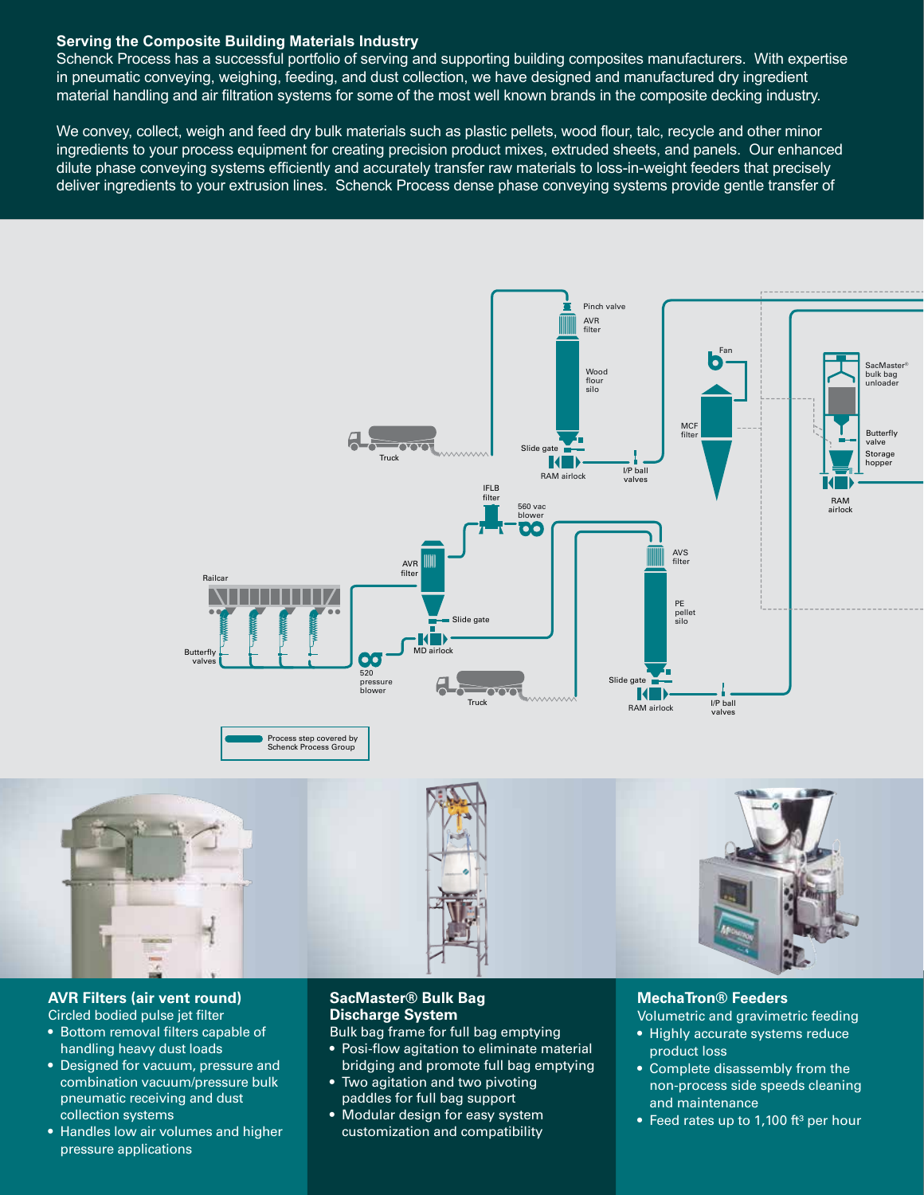## Serving the Composite Building Materials Industry

Schenck Process has a successful portfolio of serving and supporting building composites manufacturers. With expertise in pneumatic conveying, weighing, feeding, and dust collection, we have designed and manufactured dry ingredient material handling and air filtration systems for some of the most well known brands in the composite decking industry.

We convey, collect, weigh and feed dry bulk materials such as plastic pellets, wood flour, talc, recycle and other minor ingredients to your process equipment for creating precision product mixes, extruded sheets, and panels. Our enhanced dilute phase conveying systems efficiently and accurately transfer raw materials to loss-in-weight feeders that precisely deliver ingredients to your extrusion lines. Schenck Process dense phase conveying systems provide gentle transfer of

Pinch valve
AVR filter
Wood flour silo
Slide gate
RAM airlock
I/P ball valves
Truck
Fan
MCF filter
SacMaster® bulk bag unloader
Butterfly valve
Storage hopper
RAM airlock
IFLB filter
560 vac blower
AVR filter
Slide gate
MD airlock
Railcar
Butterfly valves
520 pressure blower
Truck
AVS filter
PE pellet silo
Slide gate
RAM airlock
I/P ball valves

Process step covered by Schenck Process Group

### AVR Filters (air vent round)

Circled bodied pulse jet filter

- Bottom removal filters capable of handling heavy dust loads
- Designed for vacuum, pressure and combination vacuum/pressure bulk pneumatic receiving and dust collection systems
- Handles low air volumes and higher pressure applications

### SacMaster® Bulk Bag Discharge System

Bulk bag frame for full bag emptying

- Posi-flow agitation to eliminate material bridging and promote full bag emptying
- Two agitation and two pivoting paddles for full bag support
- Modular design for easy system customization and compatibility

### MechaTron® Feeders

Volumetric and gravimetric feeding

- Highly accurate systems reduce product loss
- Complete disassembly from the non-process side speeds cleaning and maintenance
- Feed rates up to 1,100 ft³ per hour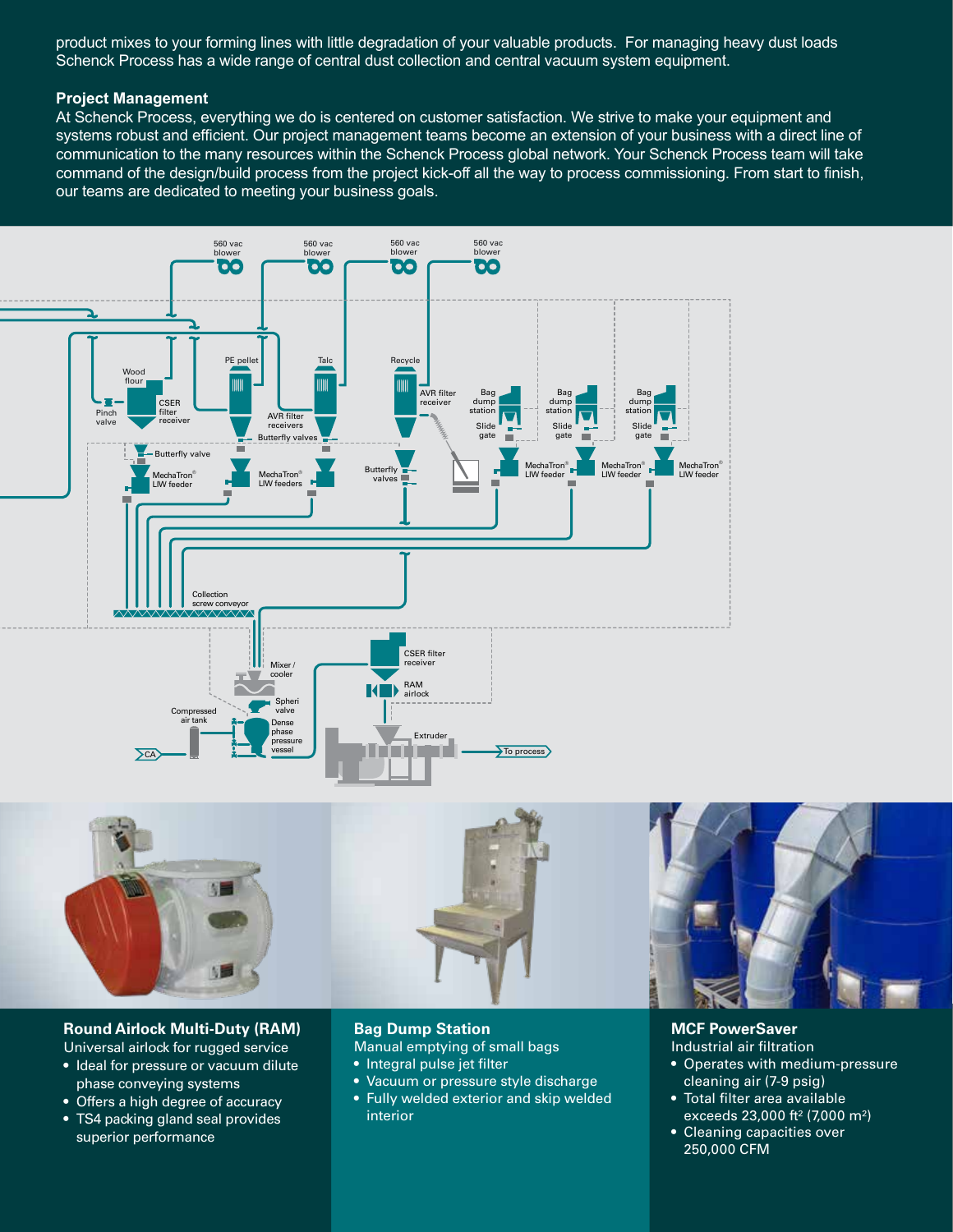product mixes to your forming lines with little degradation of your valuable products. For managing heavy dust loads Schenck Process has a wide range of central dust collection and central vacuum system equipment.

**Project Management**

At Schenck Process, everything we do is centered on customer satisfaction. We strive to make your equipment and systems robust and efficient. Our project management teams become an extension of your business with a direct line of communication to the many resources within the Schenck Process global network. Your Schenck Process team will take command of the design/build process from the project kick-off all the way to process commissioning. From start to finish, our teams are dedicated to meeting your business goals.

**Round Airlock Multi-Duty (RAM)**

Universal airlock for rugged service

- Ideal for pressure or vacuum dilute phase conveying systems
- Offers a high degree of accuracy
- TS4 packing gland seal provides superior performance

**Bag Dump Station**

Manual emptying of small bags

- Integral pulse jet filter
- Vacuum or pressure style discharge
- Fully welded exterior and skip welded interior

**MCF PowerSaver**

Industrial air filtration

- Operates with medium-pressure cleaning air (7-9 psig)
- Total filter area available exceeds 23,000 ft² (7,000 m²)
- Cleaning capacities over 250,000 CFM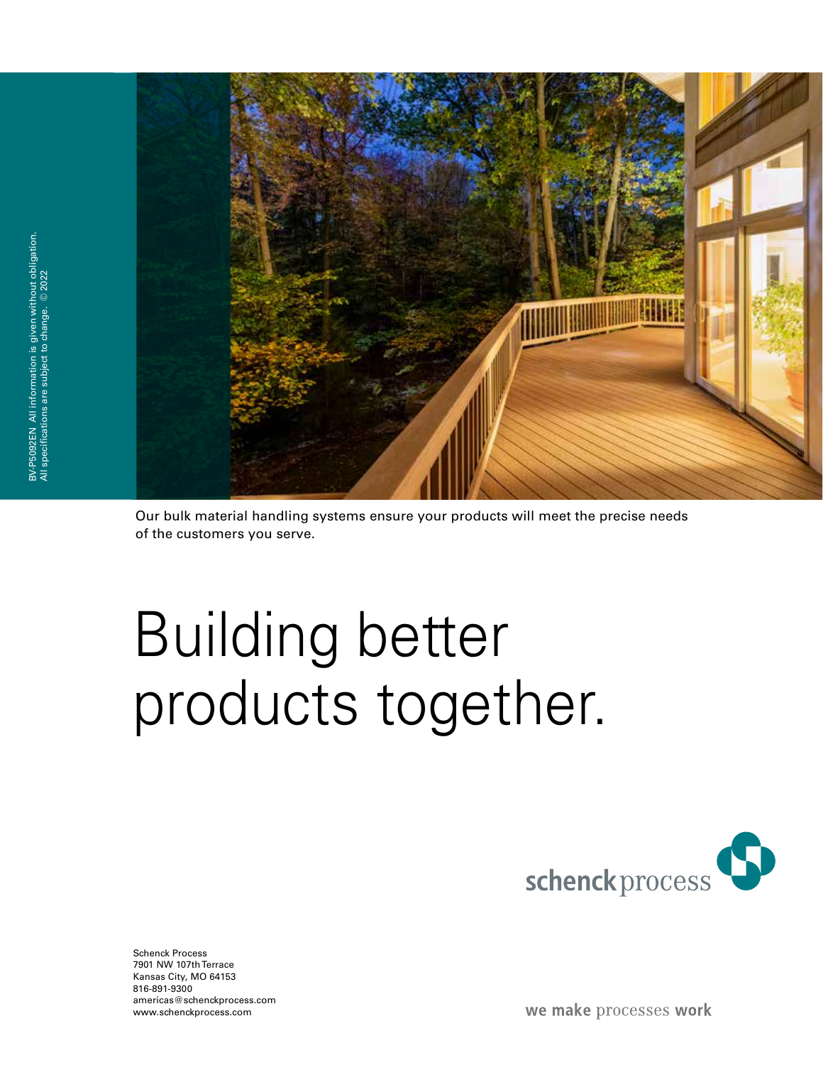BV-P5092EN All information is given without obligation.
All specifications are subject to change. © 2022

Our bulk material handling systems ensure your products will meet the precise needs of the customers you serve.

# Building better products together.

schenck process

Schenck Process
7901 NW 107th Terrace
Kansas City, MO 64153
816-891-9300
americas@schenckprocess.com
www.schenckprocess.com

we make processes work